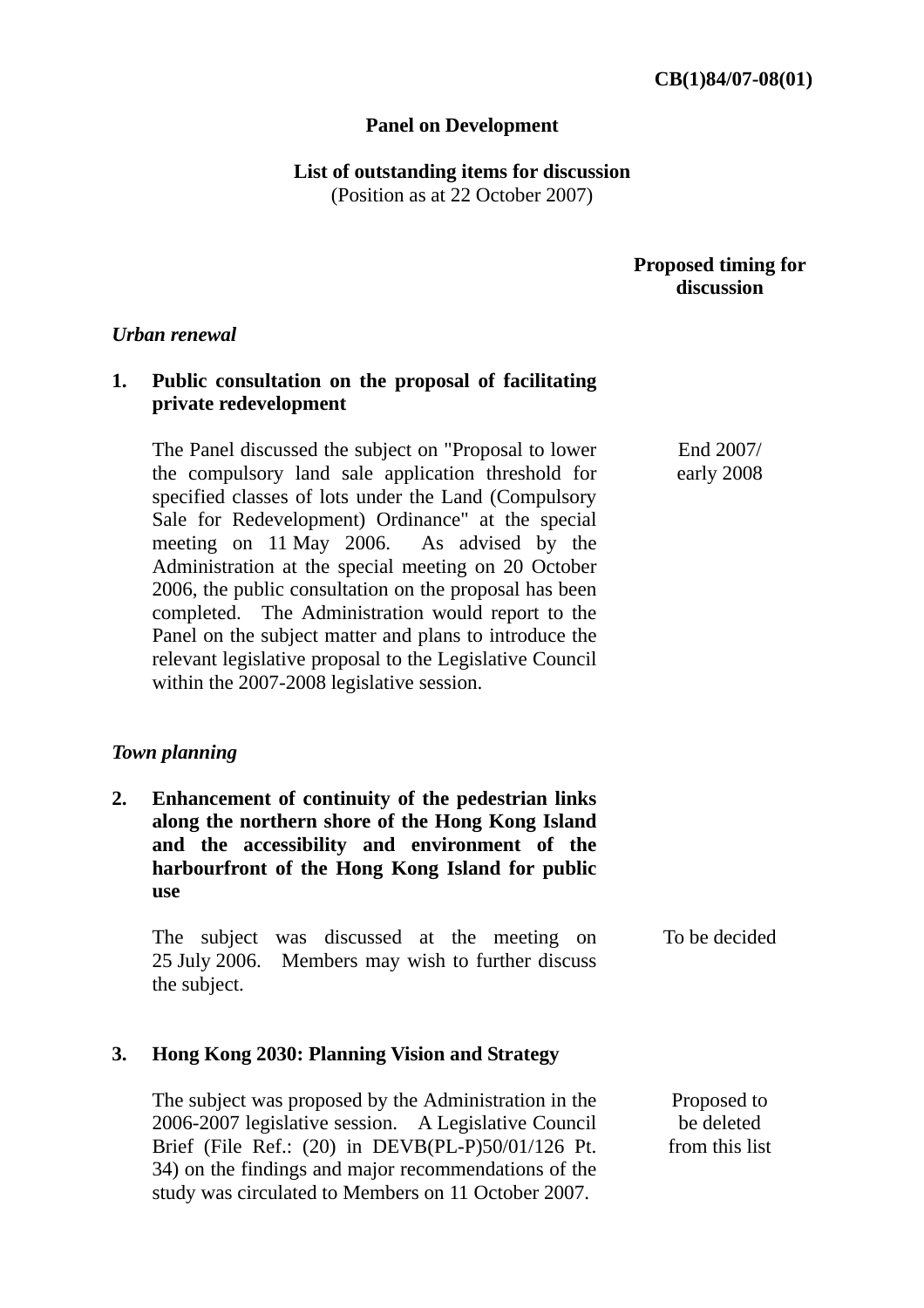**CB(1)84/07-08(01)**

**Panel on Development**

**List of outstanding items for discussion**
(Position as at 22 October 2007)

| | **Proposed timing for discussion** |
|---|---|
| ***Urban renewal*** | |
| **1. Public consultation on the proposal of facilitating private redevelopment** | |
| The Panel discussed the subject on "Proposal to lower the compulsory land sale application threshold for specified classes of lots under the Land (Compulsory Sale for Redevelopment) Ordinance" at the special meeting on 11 May 2006. As advised by the Administration at the special meeting on 20 October 2006, the public consultation on the proposal has been completed. The Administration would report to the Panel on the subject matter and plans to introduce the relevant legislative proposal to the Legislative Council within the 2007-2008 legislative session. | End 2007/ early 2008 |
| ***Town planning*** | |
| **2. Enhancement of continuity of the pedestrian links along the northern shore of the Hong Kong Island and the accessibility and environment of the harbourfront of the Hong Kong Island for public use** | |
| The subject was discussed at the meeting on 25 July 2006. Members may wish to further discuss the subject. | To be decided |
| **3. Hong Kong 2030: Planning Vision and Strategy** | |
| The subject was proposed by the Administration in the 2006-2007 legislative session. A Legislative Council Brief (File Ref.: (20) in DEVB(PL-P)50/01/126 Pt. 34) on the findings and major recommendations of the study was circulated to Members on 11 October 2007. | Proposed to be deleted from this list |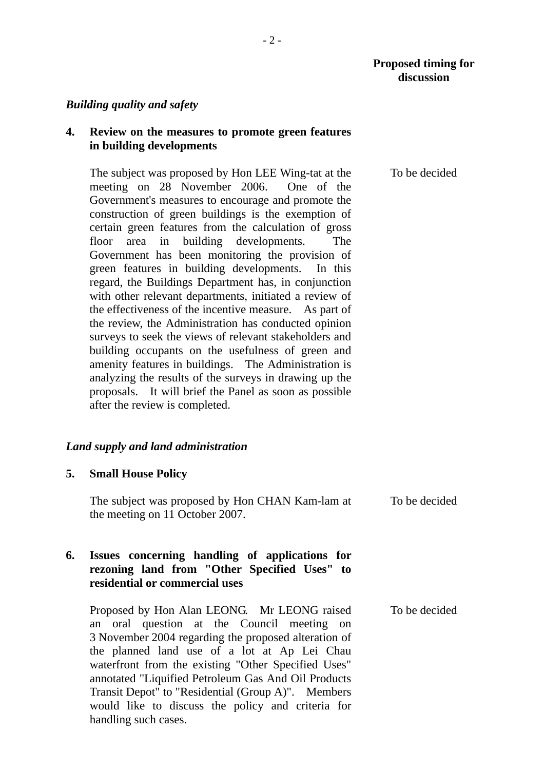**Proposed timing for discussion**

*Building quality and safety*

**4. Review on the measures to promote green features in building developments**

The subject was proposed by Hon LEE Wing-tat at the meeting on 28 November 2006. One of the Government's measures to encourage and promote the construction of green buildings is the exemption of certain green features from the calculation of gross floor area in building developments. The Government has been monitoring the provision of green features in building developments. In this regard, the Buildings Department has, in conjunction with other relevant departments, initiated a review of the effectiveness of the incentive measure. As part of the review, the Administration has conducted opinion surveys to seek the views of relevant stakeholders and building occupants on the usefulness of green and amenity features in buildings. The Administration is analyzing the results of the surveys in drawing up the proposals. It will brief the Panel as soon as possible after the review is completed.

To be decided

*Land supply and land administration*

**5. Small House Policy**

The subject was proposed by Hon CHAN Kam-lam at the meeting on 11 October 2007.

To be decided

**6. Issues concerning handling of applications for rezoning land from "Other Specified Uses" to residential or commercial uses**

Proposed by Hon Alan LEONG. Mr LEONG raised an oral question at the Council meeting on 3 November 2004 regarding the proposed alteration of the planned land use of a lot at Ap Lei Chau waterfront from the existing "Other Specified Uses" annotated "Liquified Petroleum Gas And Oil Products Transit Depot" to "Residential (Group A)". Members would like to discuss the policy and criteria for handling such cases.

To be decided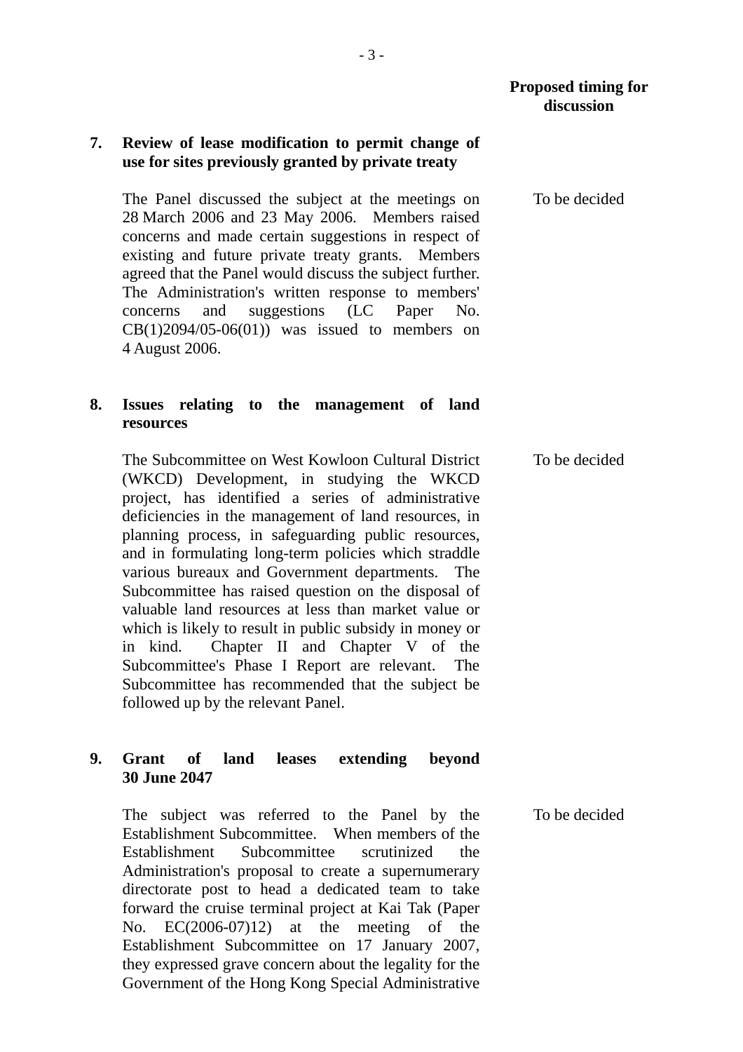| | Proposed timing for discussion |
|---|---|
| **7. Review of lease modification to permit change of use for sites previously granted by private treaty** | |
| The Panel discussed the subject at the meetings on 28 March 2006 and 23 May 2006. Members raised concerns and made certain suggestions in respect of existing and future private treaty grants. Members agreed that the Panel would discuss the subject further. The Administration's written response to members' concerns and suggestions (LC Paper No. CB(1)2094/05-06(01)) was issued to members on 4 August 2006. | To be decided |
| **8. Issues relating to the management of land resources** | |
| The Subcommittee on West Kowloon Cultural District (WKCD) Development, in studying the WKCD project, has identified a series of administrative deficiencies in the management of land resources, in planning process, in safeguarding public resources, and in formulating long-term policies which straddle various bureaux and Government departments. The Subcommittee has raised question on the disposal of valuable land resources at less than market value or which is likely to result in public subsidy in money or in kind. Chapter II and Chapter V of the Subcommittee's Phase I Report are relevant. The Subcommittee has recommended that the subject be followed up by the relevant Panel. | To be decided |
| **9. Grant of land leases extending beyond 30 June 2047** | |
| The subject was referred to the Panel by the Establishment Subcommittee. When members of the Establishment Subcommittee scrutinized the Administration's proposal to create a supernumerary directorate post to head a dedicated team to take forward the cruise terminal project at Kai Tak (Paper No. EC(2006-07)12) at the meeting of the Establishment Subcommittee on 17 January 2007, they expressed grave concern about the legality for the Government of the Hong Kong Special Administrative | To be decided |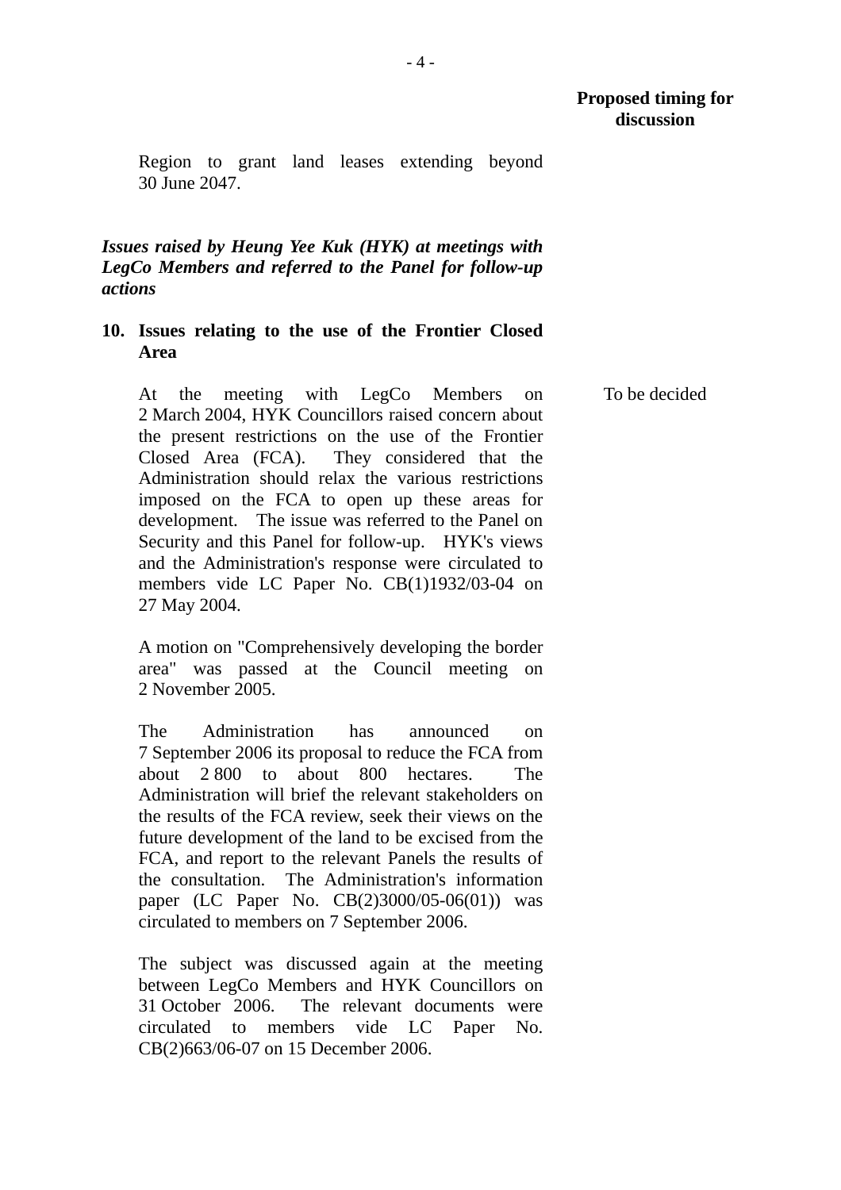**Proposed timing for discussion**

Region to grant land leases extending beyond 30 June 2047.

***Issues raised by Heung Yee Kuk (HYK) at meetings with LegCo Members and referred to the Panel for follow-up actions***

**10. Issues relating to the use of the Frontier Closed Area**

At the meeting with LegCo Members on 2 March 2004, HYK Councillors raised concern about the present restrictions on the use of the Frontier Closed Area (FCA). They considered that the Administration should relax the various restrictions imposed on the FCA to open up these areas for development. The issue was referred to the Panel on Security and this Panel for follow-up. HYK's views and the Administration's response were circulated to members vide LC Paper No. CB(1)1932/03-04 on 27 May 2004.

To be decided

A motion on "Comprehensively developing the border area" was passed at the Council meeting on 2 November 2005.

The Administration has announced on 7 September 2006 its proposal to reduce the FCA from about 2 800 to about 800 hectares. The Administration will brief the relevant stakeholders on the results of the FCA review, seek their views on the future development of the land to be excised from the FCA, and report to the relevant Panels the results of the consultation. The Administration's information paper (LC Paper No. CB(2)3000/05-06(01)) was circulated to members on 7 September 2006.

The subject was discussed again at the meeting between LegCo Members and HYK Councillors on 31 October 2006. The relevant documents were circulated to members vide LC Paper No. CB(2)663/06-07 on 15 December 2006.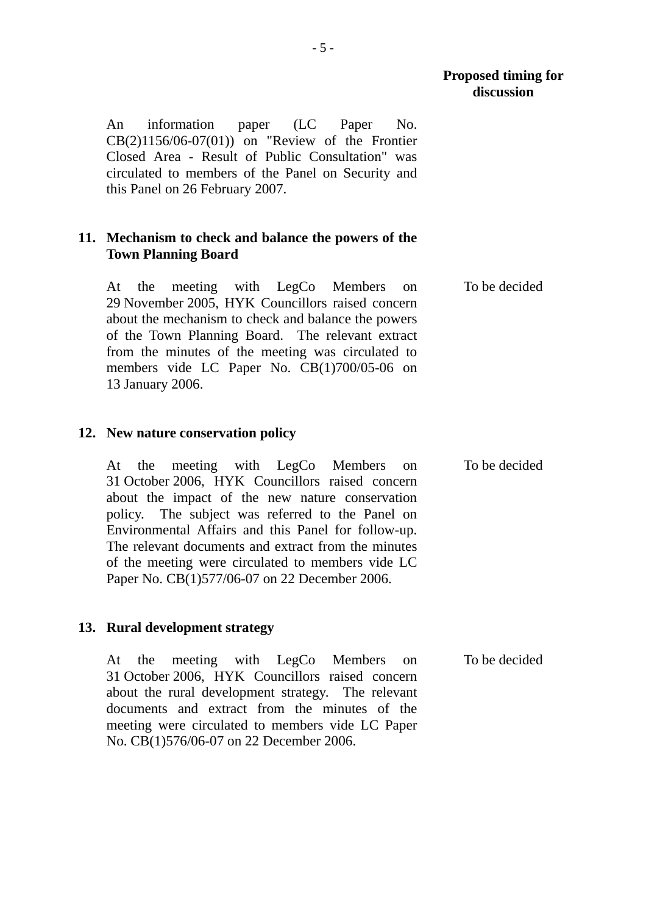**Proposed timing for discussion**

An information paper (LC Paper No. CB(2)1156/06-07(01)) on "Review of the Frontier Closed Area - Result of Public Consultation" was circulated to members of the Panel on Security and this Panel on 26 February 2007.

**11. Mechanism to check and balance the powers of the Town Planning Board**

At the meeting with LegCo Members on 29 November 2005, HYK Councillors raised concern about the mechanism to check and balance the powers of the Town Planning Board. The relevant extract from the minutes of the meeting was circulated to members vide LC Paper No. CB(1)700/05-06 on 13 January 2006.

To be decided

**12. New nature conservation policy**

At the meeting with LegCo Members on 31 October 2006, HYK Councillors raised concern about the impact of the new nature conservation policy. The subject was referred to the Panel on Environmental Affairs and this Panel for follow-up. The relevant documents and extract from the minutes of the meeting were circulated to members vide LC Paper No. CB(1)577/06-07 on 22 December 2006.

To be decided

**13. Rural development strategy**

At the meeting with LegCo Members on 31 October 2006, HYK Councillors raised concern about the rural development strategy. The relevant documents and extract from the minutes of the meeting were circulated to members vide LC Paper No. CB(1)576/06-07 on 22 December 2006.

To be decided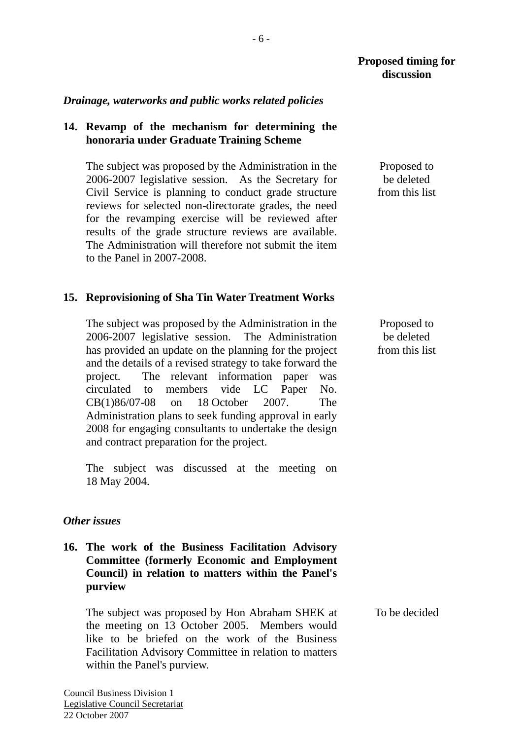**Proposed timing for discussion**

*Drainage, waterworks and public works related policies*

**14. Revamp of the mechanism for determining the honoraria under Graduate Training Scheme**

The subject was proposed by the Administration in the 2006-2007 legislative session. As the Secretary for Civil Service is planning to conduct grade structure reviews for selected non-directorate grades, the need for the revamping exercise will be reviewed after results of the grade structure reviews are available. The Administration will therefore not submit the item to the Panel in 2007-2008.

Proposed to be deleted from this list

**15. Reprovisioning of Sha Tin Water Treatment Works**

The subject was proposed by the Administration in the 2006-2007 legislative session. The Administration has provided an update on the planning for the project and the details of a revised strategy to take forward the project. The relevant information paper was circulated to members vide LC Paper No. CB(1)86/07-08 on 18 October 2007. The Administration plans to seek funding approval in early 2008 for engaging consultants to undertake the design and contract preparation for the project.

Proposed to be deleted from this list

The subject was discussed at the meeting on 18 May 2004.

*Other issues*

**16. The work of the Business Facilitation Advisory Committee (formerly Economic and Employment Council) in relation to matters within the Panel's purview**

The subject was proposed by Hon Abraham SHEK at the meeting on 13 October 2005. Members would like to be briefed on the work of the Business Facilitation Advisory Committee in relation to matters within the Panel's purview.

To be decided

Council Business Division 1
Legislative Council Secretariat
22 October 2007